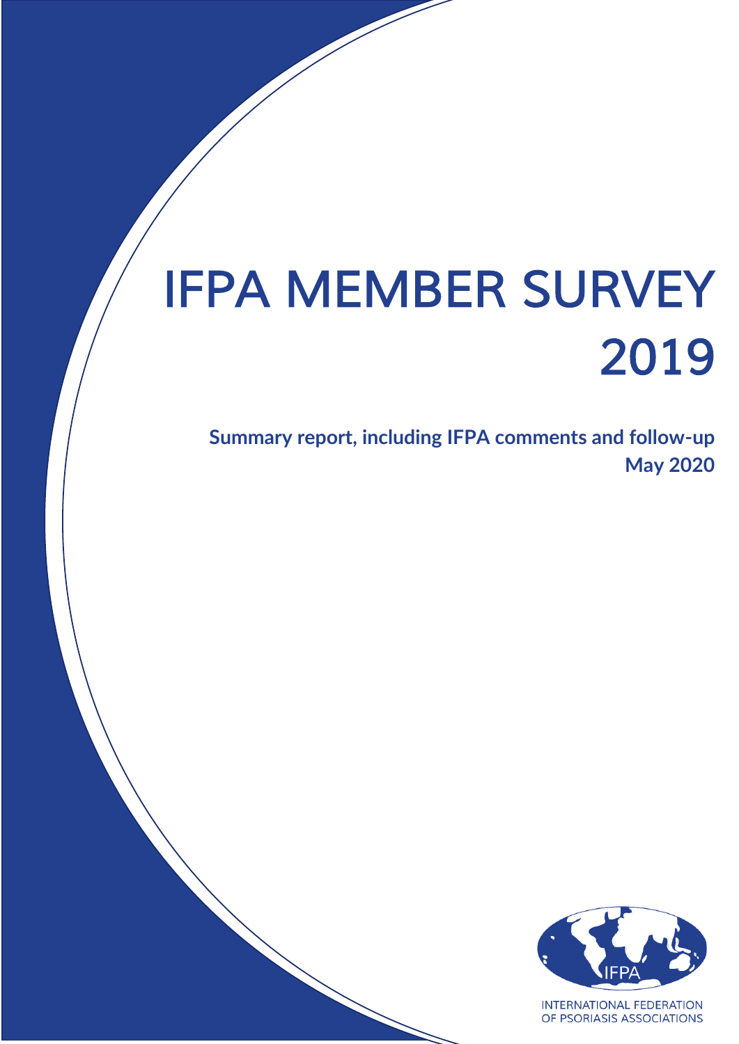# IFPA MEMBER SURVEY 2019

**Summary report, including IFPA comments and follow-up**
**May 2020**

INTERNATIONAL FEDERATION OF PSORIASIS ASSOCIATIONS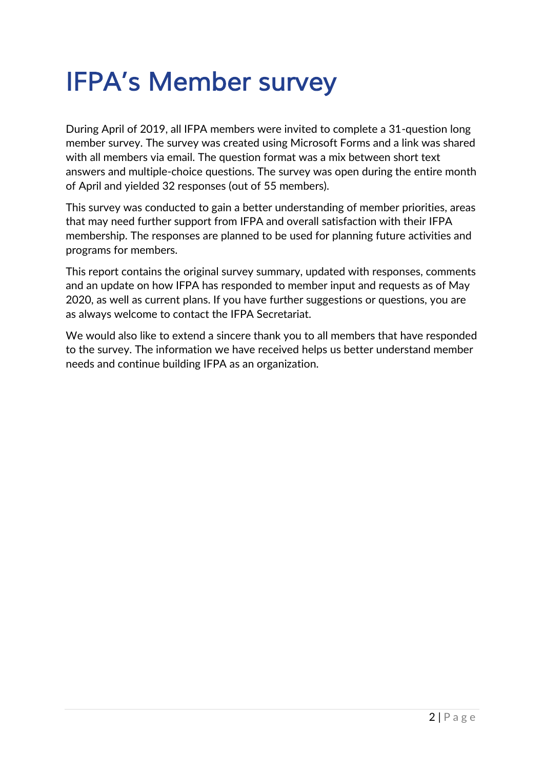# IFPA's Member survey

During April of 2019, all IFPA members were invited to complete a 31-question long member survey. The survey was created using Microsoft Forms and a link was shared with all members via email. The question format was a mix between short text answers and multiple-choice questions. The survey was open during the entire month of April and yielded 32 responses (out of 55 members).

This survey was conducted to gain a better understanding of member priorities, areas that may need further support from IFPA and overall satisfaction with their IFPA membership. The responses are planned to be used for planning future activities and programs for members.

This report contains the original survey summary, updated with responses, comments and an update on how IFPA has responded to member input and requests as of May 2020, as well as current plans. If you have further suggestions or questions, you are as always welcome to contact the IFPA Secretariat.

We would also like to extend a sincere thank you to all members that have responded to the survey. The information we have received helps us better understand member needs and continue building IFPA as an organization.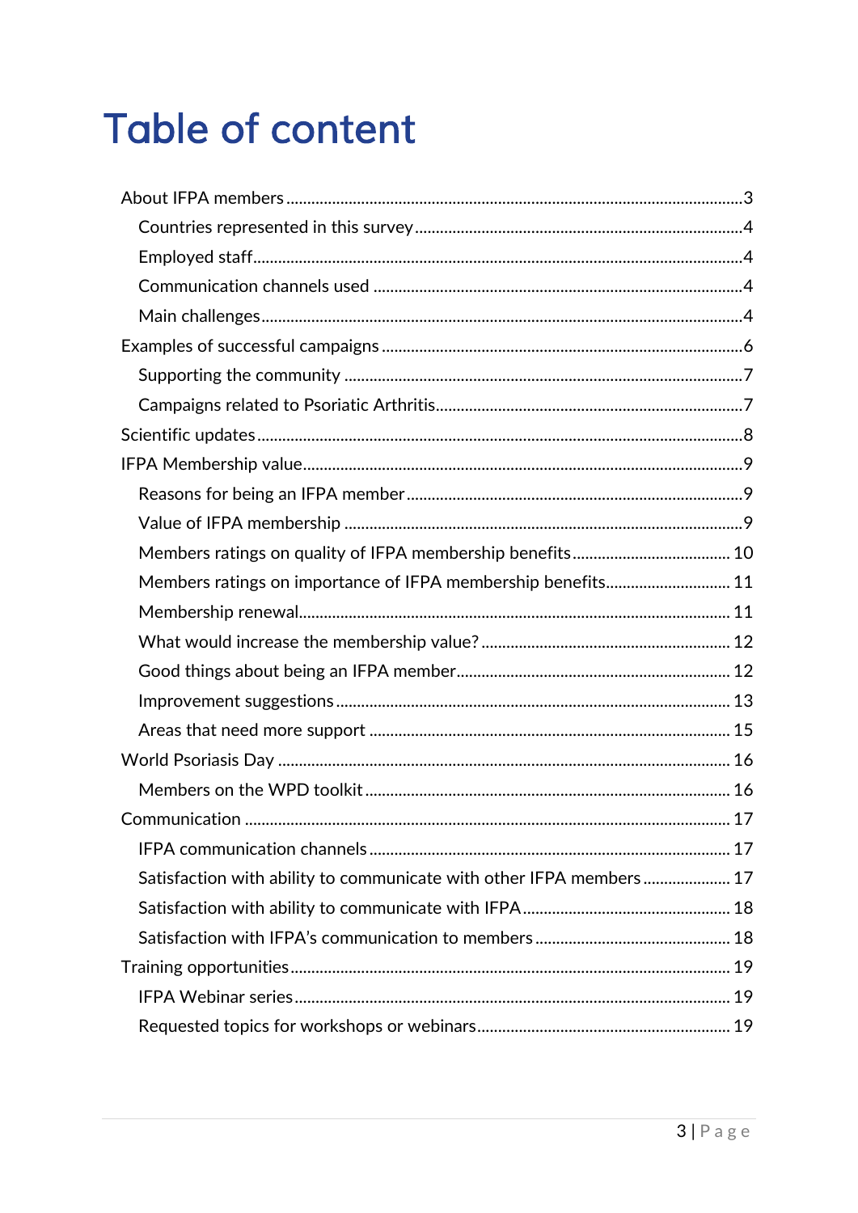# Table of content

- About IFPA members ........ 3
  - Countries represented in this survey ........ 4
  - Employed staff ........ 4
  - Communication channels used ........ 4
  - Main challenges ........ 4
- Examples of successful campaigns ........ 6
  - Supporting the community ........ 7
  - Campaigns related to Psoriatic Arthritis ........ 7
- Scientific updates ........ 8
- IFPA Membership value ........ 9
  - Reasons for being an IFPA member ........ 9
  - Value of IFPA membership ........ 9
  - Members ratings on quality of IFPA membership benefits ........ 10
  - Members ratings on importance of IFPA membership benefits ........ 11
  - Membership renewal ........ 11
  - What would increase the membership value? ........ 12
  - Good things about being an IFPA member ........ 12
  - Improvement suggestions ........ 13
  - Areas that need more support ........ 15
- World Psoriasis Day ........ 16
  - Members on the WPD toolkit ........ 16
- Communication ........ 17
  - IFPA communication channels ........ 17
  - Satisfaction with ability to communicate with other IFPA members ........ 17
  - Satisfaction with ability to communicate with IFPA ........ 18
  - Satisfaction with IFPA's communication to members ........ 18
- Training opportunities ........ 19
  - IFPA Webinar series ........ 19
  - Requested topics for workshops or webinars ........ 19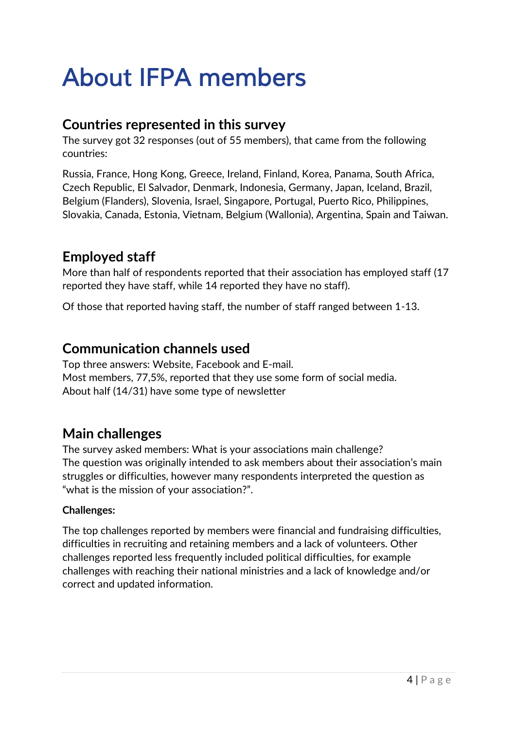# About IFPA members

## Countries represented in this survey

The survey got 32 responses (out of 55 members), that came from the following countries:

Russia, France, Hong Kong, Greece, Ireland, Finland, Korea, Panama, South Africa, Czech Republic, El Salvador, Denmark, Indonesia, Germany, Japan, Iceland, Brazil, Belgium (Flanders), Slovenia, Israel, Singapore, Portugal, Puerto Rico, Philippines, Slovakia, Canada, Estonia, Vietnam, Belgium (Wallonia), Argentina, Spain and Taiwan.

## Employed staff

More than half of respondents reported that their association has employed staff (17 reported they have staff, while 14 reported they have no staff).

Of those that reported having staff, the number of staff ranged between 1-13.

## Communication channels used

Top three answers: Website, Facebook and E-mail.
Most members, 77,5%, reported that they use some form of social media.
About half (14/31) have some type of newsletter

## Main challenges

The survey asked members: What is your associations main challenge?
The question was originally intended to ask members about their association's main struggles or difficulties, however many respondents interpreted the question as "what is the mission of your association?".

**Challenges:**

The top challenges reported by members were financial and fundraising difficulties, difficulties in recruiting and retaining members and a lack of volunteers. Other challenges reported less frequently included political difficulties, for example challenges with reaching their national ministries and a lack of knowledge and/or correct and updated information.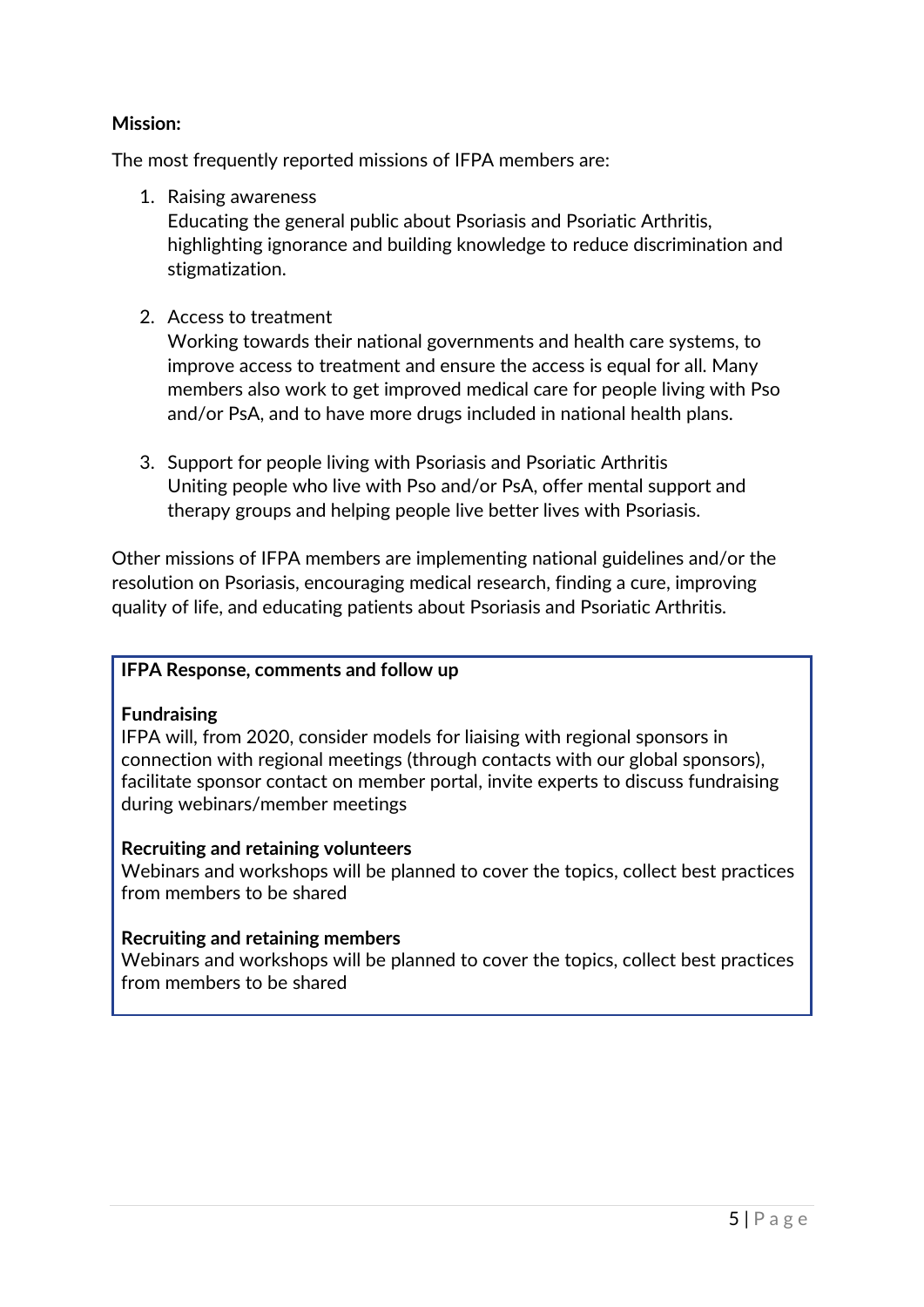**Mission:**

The most frequently reported missions of IFPA members are:

1. Raising awareness
   Educating the general public about Psoriasis and Psoriatic Arthritis, highlighting ignorance and building knowledge to reduce discrimination and stigmatization.

2. Access to treatment
   Working towards their national governments and health care systems, to improve access to treatment and ensure the access is equal for all. Many members also work to get improved medical care for people living with Pso and/or PsA, and to have more drugs included in national health plans.

3. Support for people living with Psoriasis and Psoriatic Arthritis
   Uniting people who live with Pso and/or PsA, offer mental support and therapy groups and helping people live better lives with Psoriasis.

Other missions of IFPA members are implementing national guidelines and/or the resolution on Psoriasis, encouraging medical research, finding a cure, improving quality of life, and educating patients about Psoriasis and Psoriatic Arthritis.

> **IFPA Response, comments and follow up**
>
> **Fundraising**
> IFPA will, from 2020, consider models for liaising with regional sponsors in connection with regional meetings (through contacts with our global sponsors), facilitate sponsor contact on member portal, invite experts to discuss fundraising during webinars/member meetings
>
> **Recruiting and retaining volunteers**
> Webinars and workshops will be planned to cover the topics, collect best practices from members to be shared
>
> **Recruiting and retaining members**
> Webinars and workshops will be planned to cover the topics, collect best practices from members to be shared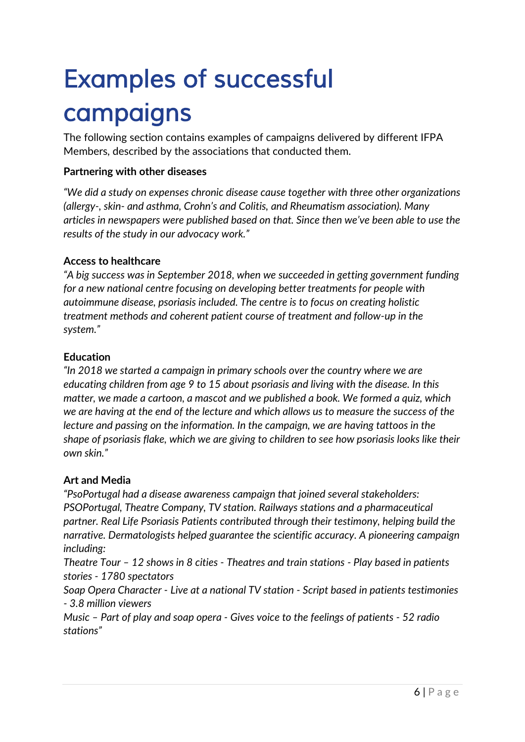# Examples of successful campaigns

The following section contains examples of campaigns delivered by different IFPA Members, described by the associations that conducted them.

**Partnering with other diseases**

*"We did a study on expenses chronic disease cause together with three other organizations (allergy-, skin- and asthma, Crohn's and Colitis, and Rheumatism association). Many articles in newspapers were published based on that. Since then we've been able to use the results of the study in our advocacy work."*

**Access to healthcare**

*"A big success was in September 2018, when we succeeded in getting government funding for a new national centre focusing on developing better treatments for people with autoimmune disease, psoriasis included. The centre is to focus on creating holistic treatment methods and coherent patient course of treatment and follow-up in the system."*

**Education**

*"In 2018 we started a campaign in primary schools over the country where we are educating children from age 9 to 15 about psoriasis and living with the disease. In this matter, we made a cartoon, a mascot and we published a book. We formed a quiz, which we are having at the end of the lecture and which allows us to measure the success of the lecture and passing on the information. In the campaign, we are having tattoos in the shape of psoriasis flake, which we are giving to children to see how psoriasis looks like their own skin."*

**Art and Media**

*"PsoPortugal had a disease awareness campaign that joined several stakeholders: PSOPortugal, Theatre Company, TV station. Railways stations and a pharmaceutical partner. Real Life Psoriasis Patients contributed through their testimony, helping build the narrative. Dermatologists helped guarantee the scientific accuracy. A pioneering campaign including:*

*Theatre Tour – 12 shows in 8 cities - Theatres and train stations - Play based in patients stories - 1780 spectators*

*Soap Opera Character - Live at a national TV station - Script based in patients testimonies - 3.8 million viewers*

*Music – Part of play and soap opera - Gives voice to the feelings of patients - 52 radio stations"*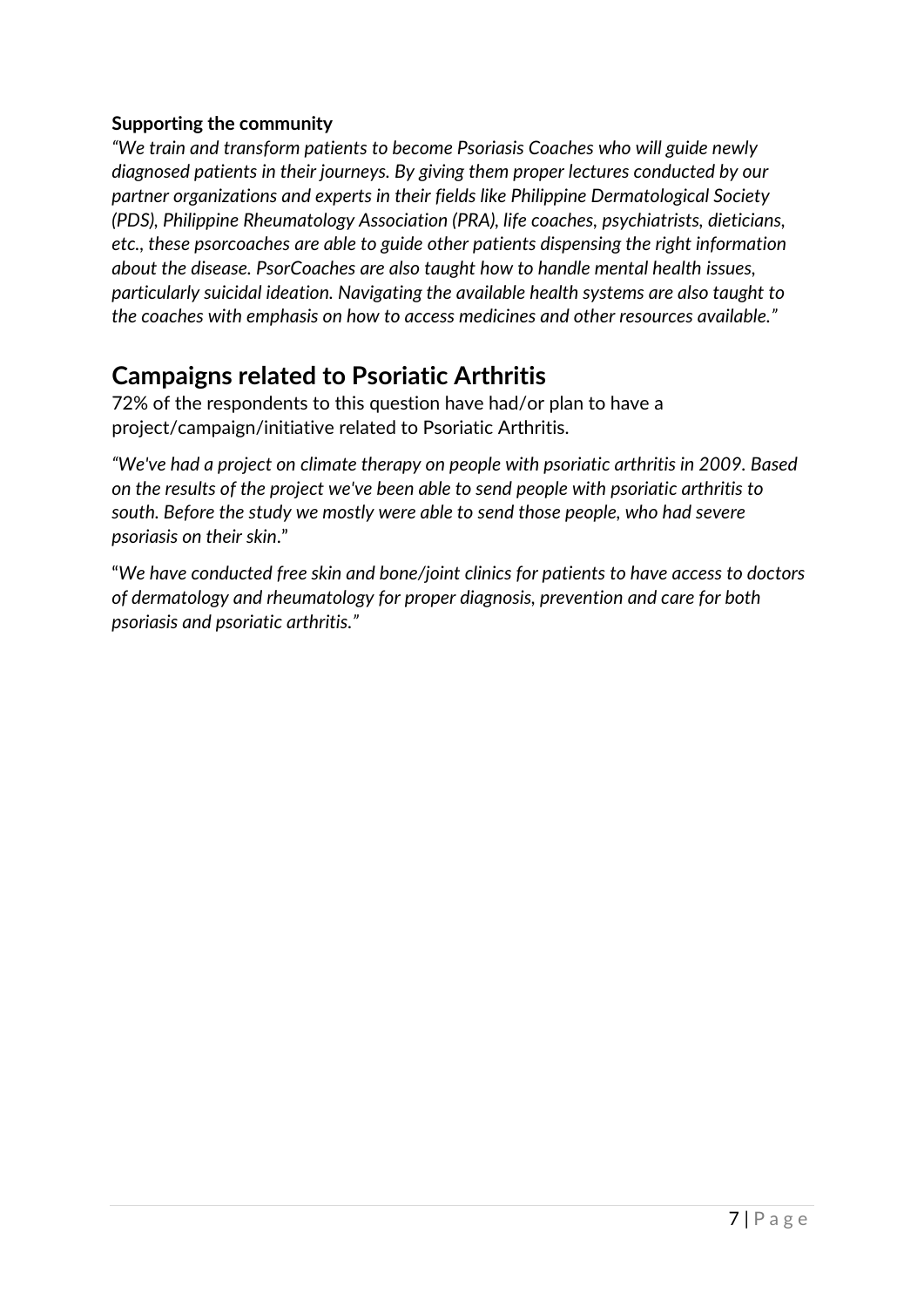**Supporting the community**

*"We train and transform patients to become Psoriasis Coaches who will guide newly diagnosed patients in their journeys. By giving them proper lectures conducted by our partner organizations and experts in their fields like Philippine Dermatological Society (PDS), Philippine Rheumatology Association (PRA), life coaches, psychiatrists, dieticians, etc., these psorcoaches are able to guide other patients dispensing the right information about the disease. PsorCoaches are also taught how to handle mental health issues, particularly suicidal ideation. Navigating the available health systems are also taught to the coaches with emphasis on how to access medicines and other resources available."*

## Campaigns related to Psoriatic Arthritis

72% of the respondents to this question have had/or plan to have a project/campaign/initiative related to Psoriatic Arthritis.

*"We've had a project on climate therapy on people with psoriatic arthritis in 2009. Based on the results of the project we've been able to send people with psoriatic arthritis to south. Before the study we mostly were able to send those people, who had severe psoriasis on their skin*."

"*We have conducted free skin and bone/joint clinics for patients to have access to doctors of dermatology and rheumatology for proper diagnosis, prevention and care for both psoriasis and psoriatic arthritis."*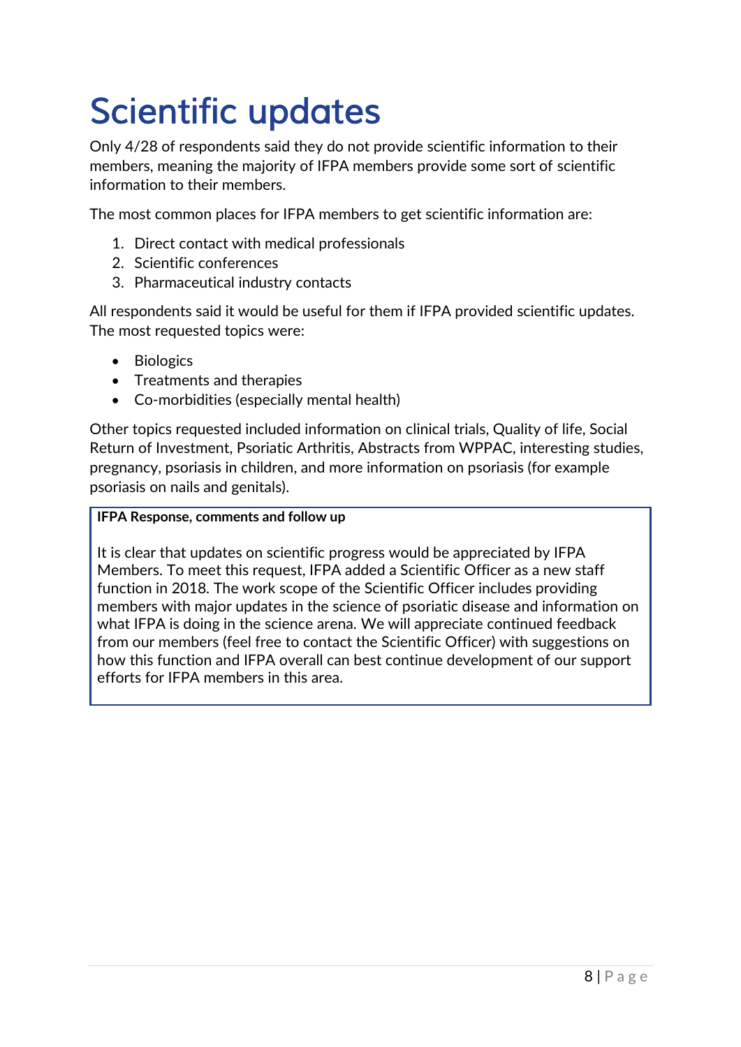# Scientific updates

Only 4/28 of respondents said they do not provide scientific information to their members, meaning the majority of IFPA members provide some sort of scientific information to their members.

The most common places for IFPA members to get scientific information are:

1. Direct contact with medical professionals
2. Scientific conferences
3. Pharmaceutical industry contacts

All respondents said it would be useful for them if IFPA provided scientific updates. The most requested topics were:

- Biologics
- Treatments and therapies
- Co-morbidities (especially mental health)

Other topics requested included information on clinical trials, Quality of life, Social Return of Investment, Psoriatic Arthritis, Abstracts from WPPAC, interesting studies, pregnancy, psoriasis in children, and more information on psoriasis (for example psoriasis on nails and genitals).

**IFPA Response, comments and follow up**

It is clear that updates on scientific progress would be appreciated by IFPA Members. To meet this request, IFPA added a Scientific Officer as a new staff function in 2018. The work scope of the Scientific Officer includes providing members with major updates in the science of psoriatic disease and information on what IFPA is doing in the science arena. We will appreciate continued feedback from our members (feel free to contact the Scientific Officer) with suggestions on how this function and IFPA overall can best continue development of our support efforts for IFPA members in this area.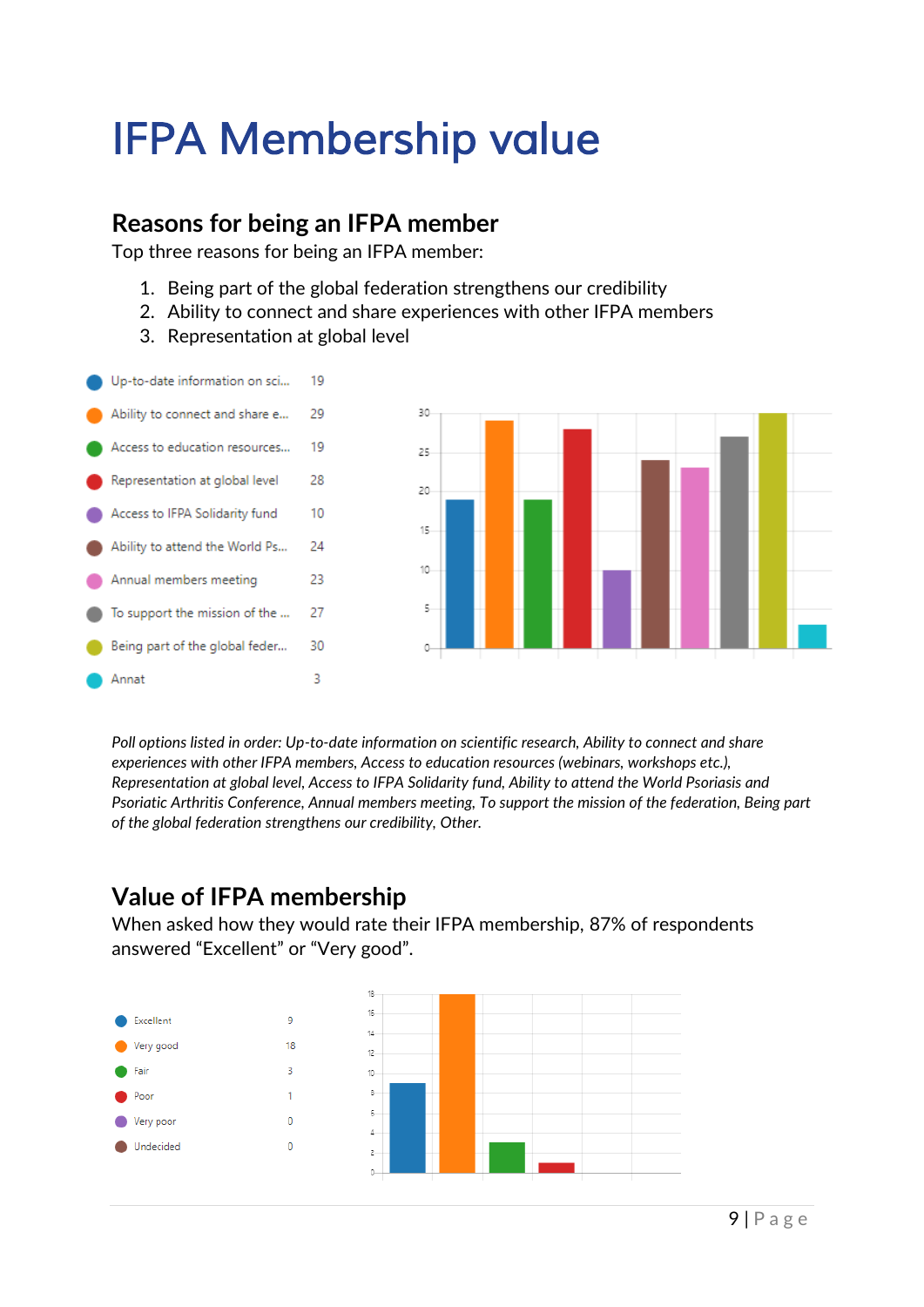# IFPA Membership value

## Reasons for being an IFPA member

Top three reasons for being an IFPA member:

1. Being part of the global federation strengthens our credibility
2. Ability to connect and share experiences with other IFPA members
3. Representation at global level

| Option | Count |
|---|---|
| Up-to-date information on sci... | 19 |
| Ability to connect and share e... | 29 |
| Access to education resources... | 19 |
| Representation at global level | 28 |
| Access to IFPA Solidarity fund | 10 |
| Ability to attend the World Ps... | 24 |
| Annual members meeting | 23 |
| To support the mission of the ... | 27 |
| Being part of the global feder... | 30 |
| Annat | 3 |

*Poll options listed in order: Up-to-date information on scientific research, Ability to connect and share experiences with other IFPA members, Access to education resources (webinars, workshops etc.), Representation at global level, Access to IFPA Solidarity fund, Ability to attend the World Psoriasis and Psoriatic Arthritis Conference, Annual members meeting, To support the mission of the federation, Being part of the global federation strengthens our credibility, Other.*

## Value of IFPA membership

When asked how they would rate their IFPA membership, 87% of respondents answered “Excellent” or “Very good”.

| Rating | Count |
|---|---|
| Excellent | 9 |
| Very good | 18 |
| Fair | 3 |
| Poor | 1 |
| Very poor | 0 |
| Undecided | 0 |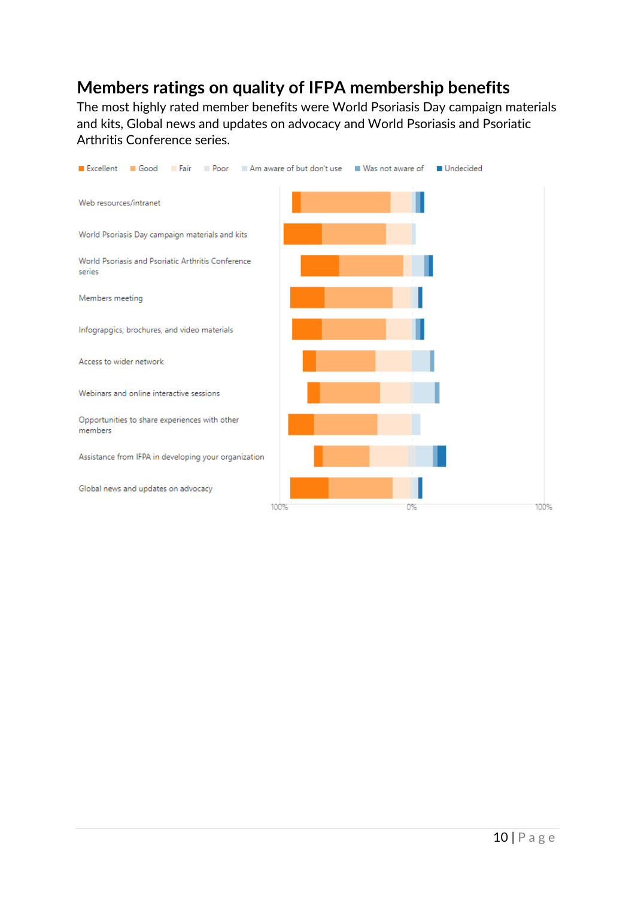## Members ratings on quality of IFPA membership benefits

The most highly rated member benefits were World Psoriasis Day campaign materials and kits, Global news and updates on advocacy and World Psoriasis and Psoriatic Arthritis Conference series.

Excellent | Good | Fair | Poor | Am aware of but don't use | Was not aware of | Undecided

Web resources/intranet

World Psoriasis Day campaign materials and kits

World Psoriasis and Psoriatic Arthritis Conference series

Members meeting

Infograpgics, brochures, and video materials

Access to wider network

Webinars and online interactive sessions

Opportunities to share experiences with other members

Assistance from IFPA in developing your organization

Global news and updates on advocacy

100% 0% 100%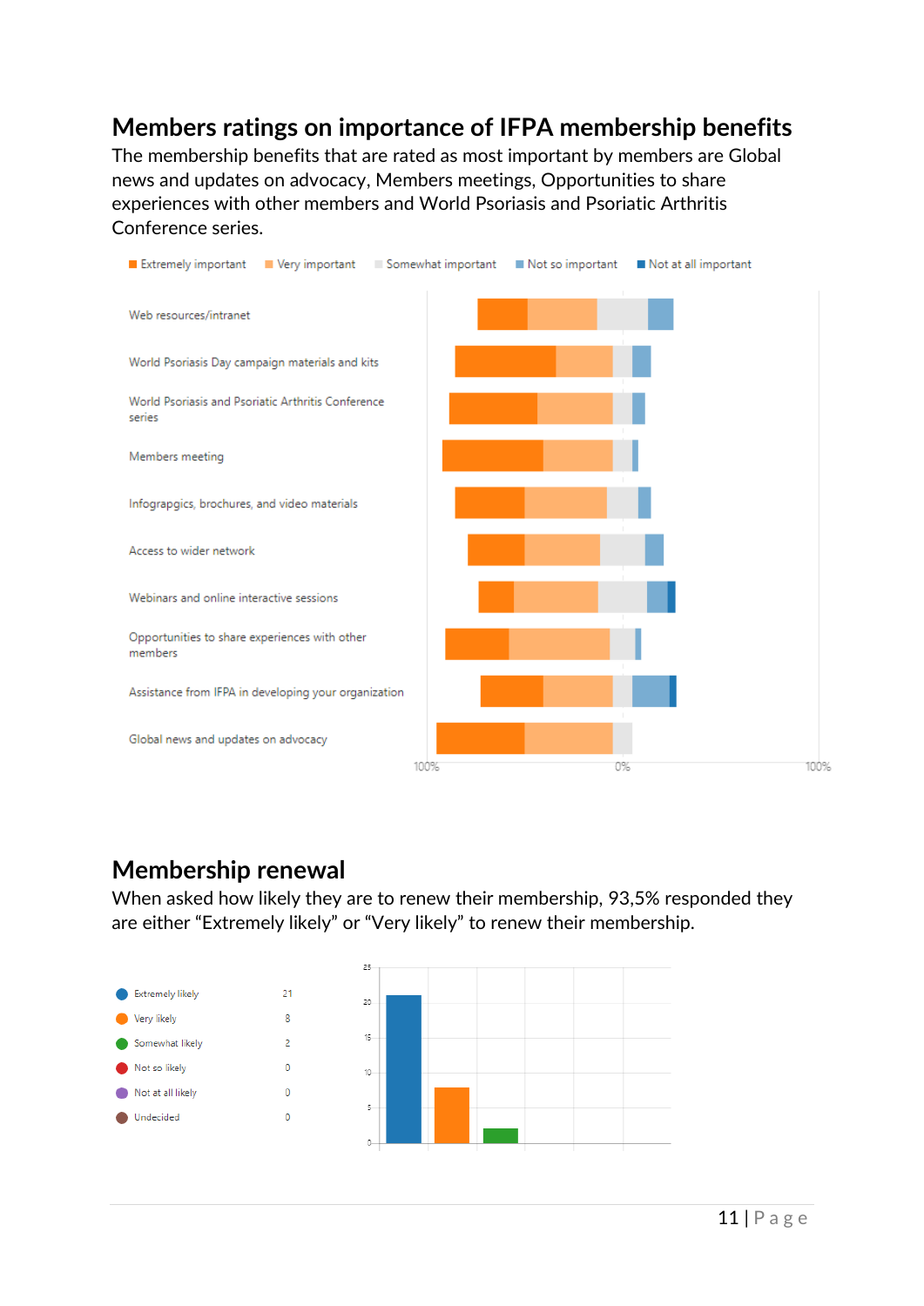## Members ratings on importance of IFPA membership benefits

The membership benefits that are rated as most important by members are Global news and updates on advocacy, Members meetings, Opportunities to share experiences with other members and World Psoriasis and Psoriatic Arthritis Conference series.

Extremely important | Very important | Somewhat important | Not so important | Not at all important

- Web resources/intranet
- World Psoriasis Day campaign materials and kits
- World Psoriasis and Psoriatic Arthritis Conference series
- Members meeting
- Infograpgics, brochures, and video materials
- Access to wider network
- Webinars and online interactive sessions
- Opportunities to share experiences with other members
- Assistance from IFPA in developing your organization
- Global news and updates on advocacy

100% | 0% | 100%

## Membership renewal

When asked how likely they are to renew their membership, 93,5% responded they are either "Extremely likely" or "Very likely" to renew their membership.

| Response | Count |
| --- | --- |
| Extremely likely | 21 |
| Very likely | 8 |
| Somewhat likely | 2 |
| Not so likely | 0 |
| Not at all likely | 0 |
| Undecided | 0 |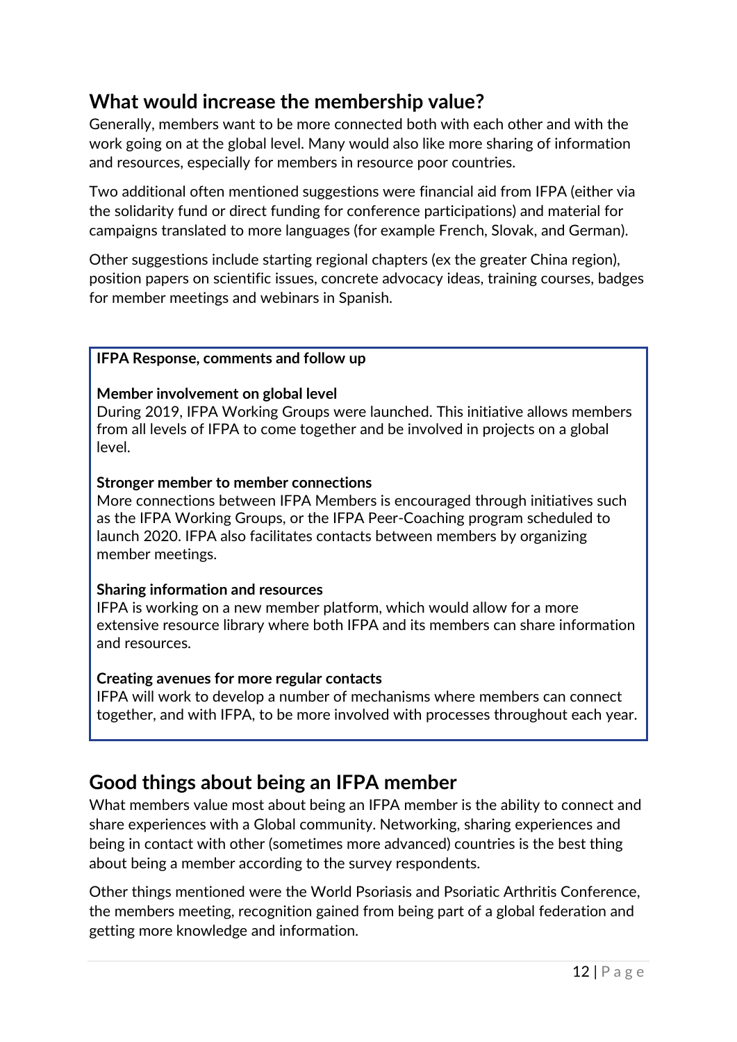## What would increase the membership value?

Generally, members want to be more connected both with each other and with the work going on at the global level. Many would also like more sharing of information and resources, especially for members in resource poor countries.

Two additional often mentioned suggestions were financial aid from IFPA (either via the solidarity fund or direct funding for conference participations) and material for campaigns translated to more languages (for example French, Slovak, and German).

Other suggestions include starting regional chapters (ex the greater China region), position papers on scientific issues, concrete advocacy ideas, training courses, badges for member meetings and webinars in Spanish.

**IFPA Response, comments and follow up**

**Member involvement on global level**
During 2019, IFPA Working Groups were launched. This initiative allows members from all levels of IFPA to come together and be involved in projects on a global level.

**Stronger member to member connections**
More connections between IFPA Members is encouraged through initiatives such as the IFPA Working Groups, or the IFPA Peer-Coaching program scheduled to launch 2020. IFPA also facilitates contacts between members by organizing member meetings.

**Sharing information and resources**
IFPA is working on a new member platform, which would allow for a more extensive resource library where both IFPA and its members can share information and resources.

**Creating avenues for more regular contacts**
IFPA will work to develop a number of mechanisms where members can connect together, and with IFPA, to be more involved with processes throughout each year.

## Good things about being an IFPA member

What members value most about being an IFPA member is the ability to connect and share experiences with a Global community. Networking, sharing experiences and being in contact with other (sometimes more advanced) countries is the best thing about being a member according to the survey respondents.

Other things mentioned were the World Psoriasis and Psoriatic Arthritis Conference, the members meeting, recognition gained from being part of a global federation and getting more knowledge and information.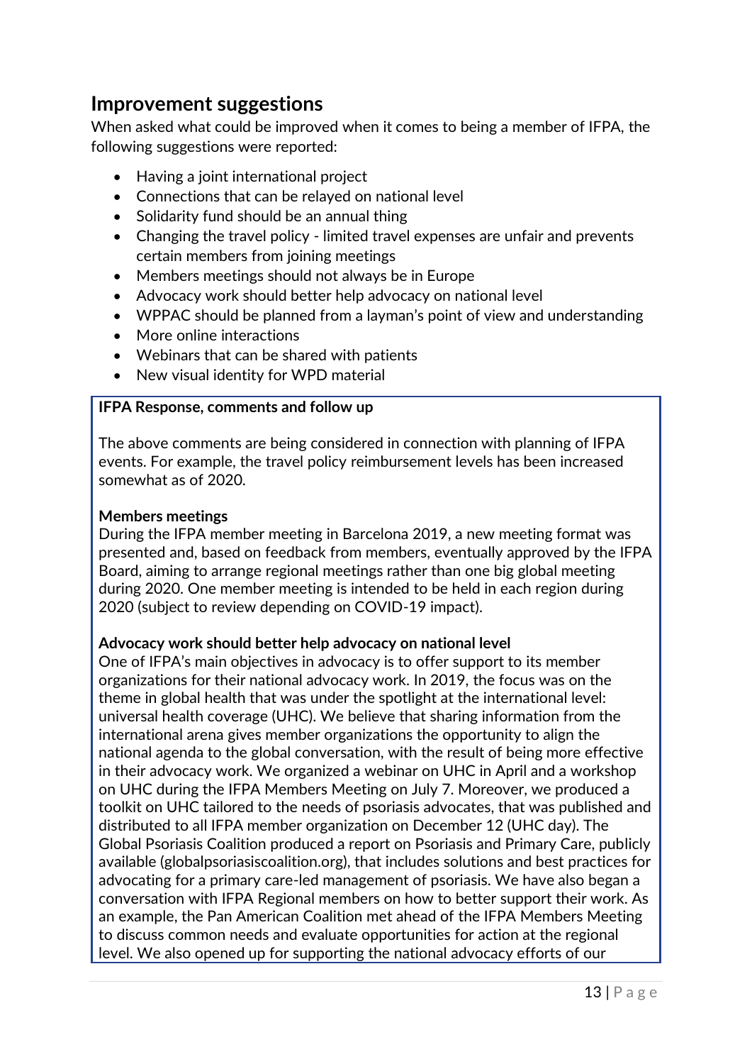## Improvement suggestions

When asked what could be improved when it comes to being a member of IFPA, the following suggestions were reported:

- Having a joint international project
- Connections that can be relayed on national level
- Solidarity fund should be an annual thing
- Changing the travel policy - limited travel expenses are unfair and prevents certain members from joining meetings
- Members meetings should not always be in Europe
- Advocacy work should better help advocacy on national level
- WPPAC should be planned from a layman's point of view and understanding
- More online interactions
- Webinars that can be shared with patients
- New visual identity for WPD material

**IFPA Response, comments and follow up**

The above comments are being considered in connection with planning of IFPA events. For example, the travel policy reimbursement levels has been increased somewhat as of 2020.

**Members meetings**

During the IFPA member meeting in Barcelona 2019, a new meeting format was presented and, based on feedback from members, eventually approved by the IFPA Board, aiming to arrange regional meetings rather than one big global meeting during 2020. One member meeting is intended to be held in each region during 2020 (subject to review depending on COVID-19 impact).

**Advocacy work should better help advocacy on national level**

One of IFPA's main objectives in advocacy is to offer support to its member organizations for their national advocacy work. In 2019, the focus was on the theme in global health that was under the spotlight at the international level: universal health coverage (UHC). We believe that sharing information from the international arena gives member organizations the opportunity to align the national agenda to the global conversation, with the result of being more effective in their advocacy work. We organized a webinar on UHC in April and a workshop on UHC during the IFPA Members Meeting on July 7. Moreover, we produced a toolkit on UHC tailored to the needs of psoriasis advocates, that was published and distributed to all IFPA member organization on December 12 (UHC day). The Global Psoriasis Coalition produced a report on Psoriasis and Primary Care, publicly available (globalpsoriasiscoalition.org), that includes solutions and best practices for advocating for a primary care-led management of psoriasis. We have also began a conversation with IFPA Regional members on how to better support their work. As an example, the Pan American Coalition met ahead of the IFPA Members Meeting to discuss common needs and evaluate opportunities for action at the regional level. We also opened up for supporting the national advocacy efforts of our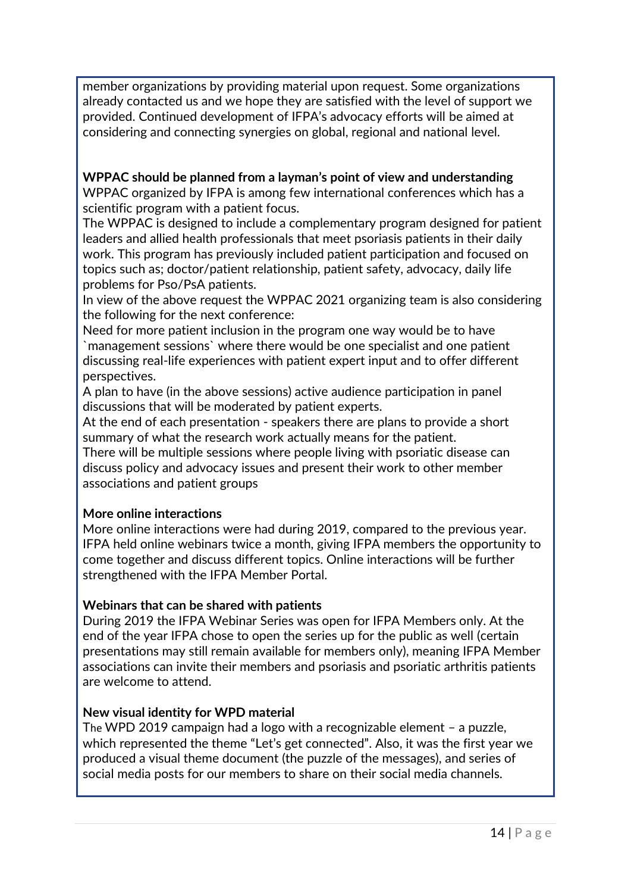member organizations by providing material upon request. Some organizations already contacted us and we hope they are satisfied with the level of support we provided. Continued development of IFPA's advocacy efforts will be aimed at considering and connecting synergies on global, regional and national level.

**WPPAC should be planned from a layman's point of view and understanding**

WPPAC organized by IFPA is among few international conferences which has a scientific program with a patient focus.

The WPPAC is designed to include a complementary program designed for patient leaders and allied health professionals that meet psoriasis patients in their daily work. This program has previously included patient participation and focused on topics such as; doctor/patient relationship, patient safety, advocacy, daily life problems for Pso/PsA patients.

In view of the above request the WPPAC 2021 organizing team is also considering the following for the next conference:

Need for more patient inclusion in the program one way would be to have `management sessions` where there would be one specialist and one patient discussing real-life experiences with patient expert input and to offer different perspectives.

A plan to have (in the above sessions) active audience participation in panel discussions that will be moderated by patient experts.

At the end of each presentation - speakers there are plans to provide a short summary of what the research work actually means for the patient.

There will be multiple sessions where people living with psoriatic disease can discuss policy and advocacy issues and present their work to other member associations and patient groups

**More online interactions**

More online interactions were had during 2019, compared to the previous year. IFPA held online webinars twice a month, giving IFPA members the opportunity to come together and discuss different topics. Online interactions will be further strengthened with the IFPA Member Portal.

**Webinars that can be shared with patients**

During 2019 the IFPA Webinar Series was open for IFPA Members only. At the end of the year IFPA chose to open the series up for the public as well (certain presentations may still remain available for members only), meaning IFPA Member associations can invite their members and psoriasis and psoriatic arthritis patients are welcome to attend.

**New visual identity for WPD material**

The WPD 2019 campaign had a logo with a recognizable element – a puzzle, which represented the theme "Let's get connected". Also, it was the first year we produced a visual theme document (the puzzle of the messages), and series of social media posts for our members to share on their social media channels.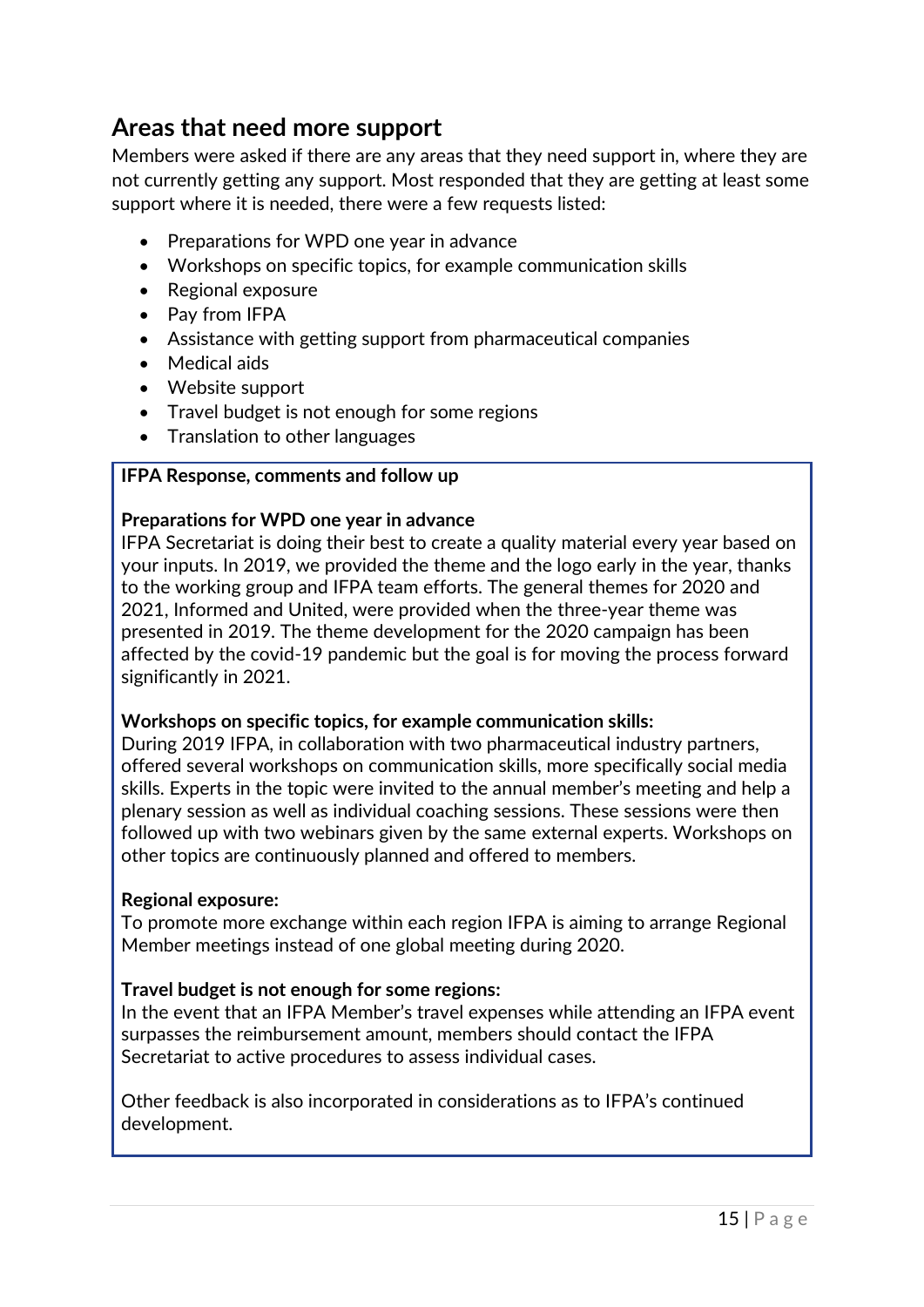## Areas that need more support

Members were asked if there are any areas that they need support in, where they are not currently getting any support. Most responded that they are getting at least some support where it is needed, there were a few requests listed:

- Preparations for WPD one year in advance
- Workshops on specific topics, for example communication skills
- Regional exposure
- Pay from IFPA
- Assistance with getting support from pharmaceutical companies
- Medical aids
- Website support
- Travel budget is not enough for some regions
- Translation to other languages

**IFPA Response, comments and follow up**

**Preparations for WPD one year in advance**

IFPA Secretariat is doing their best to create a quality material every year based on your inputs. In 2019, we provided the theme and the logo early in the year, thanks to the working group and IFPA team efforts. The general themes for 2020 and 2021, Informed and United, were provided when the three-year theme was presented in 2019. The theme development for the 2020 campaign has been affected by the covid-19 pandemic but the goal is for moving the process forward significantly in 2021.

**Workshops on specific topics, for example communication skills:**

During 2019 IFPA, in collaboration with two pharmaceutical industry partners, offered several workshops on communication skills, more specifically social media skills. Experts in the topic were invited to the annual member's meeting and help a plenary session as well as individual coaching sessions. These sessions were then followed up with two webinars given by the same external experts. Workshops on other topics are continuously planned and offered to members.

**Regional exposure:**

To promote more exchange within each region IFPA is aiming to arrange Regional Member meetings instead of one global meeting during 2020.

**Travel budget is not enough for some regions:**

In the event that an IFPA Member's travel expenses while attending an IFPA event surpasses the reimbursement amount, members should contact the IFPA Secretariat to active procedures to assess individual cases.

Other feedback is also incorporated in considerations as to IFPA's continued development.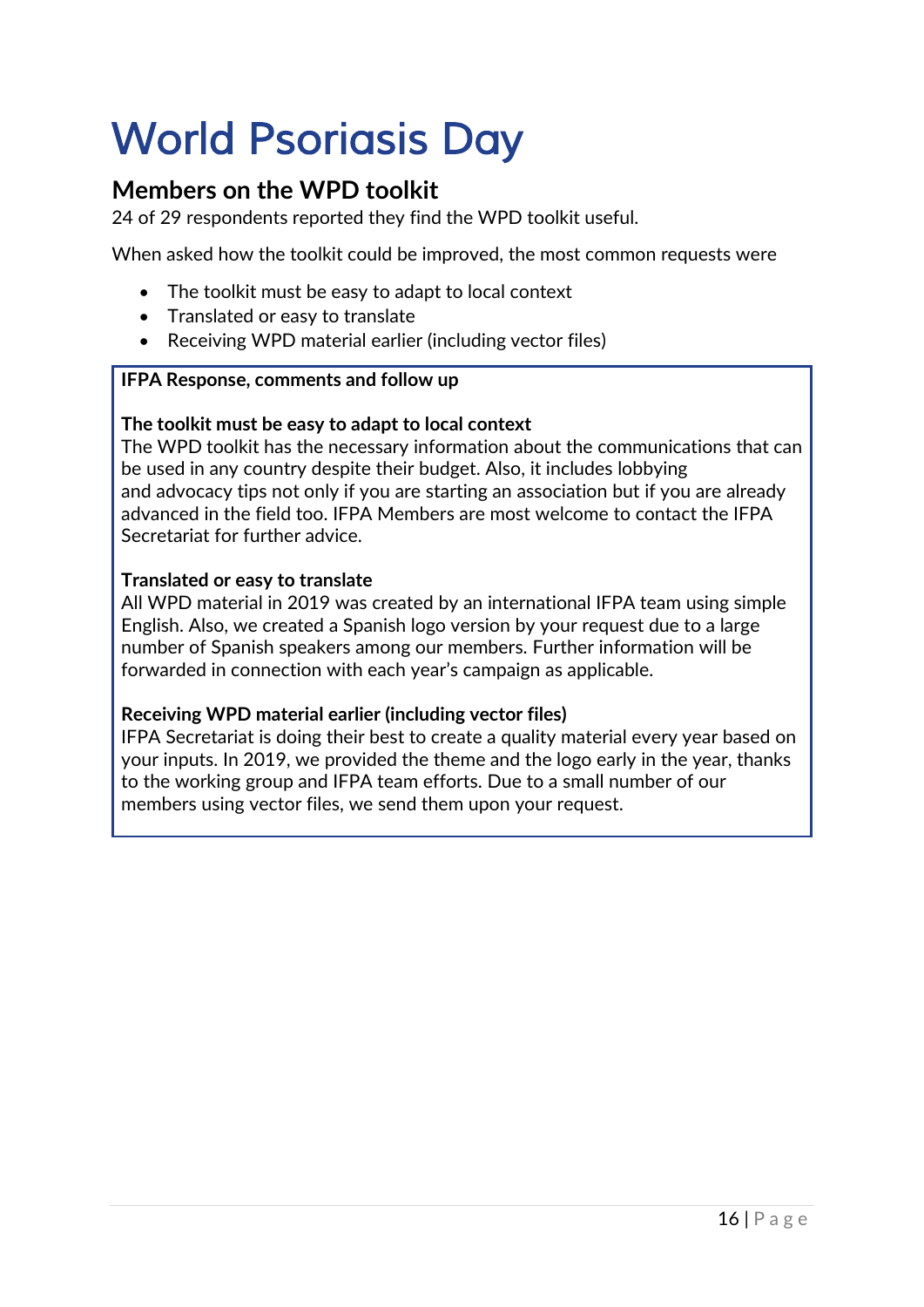# World Psoriasis Day

## Members on the WPD toolkit

24 of 29 respondents reported they find the WPD toolkit useful.

When asked how the toolkit could be improved, the most common requests were

- The toolkit must be easy to adapt to local context
- Translated or easy to translate
- Receiving WPD material earlier (including vector files)

**IFPA Response, comments and follow up**

**The toolkit must be easy to adapt to local context**
The WPD toolkit has the necessary information about the communications that can be used in any country despite their budget. Also, it includes lobbying and advocacy tips not only if you are starting an association but if you are already advanced in the field too. IFPA Members are most welcome to contact the IFPA Secretariat for further advice.

**Translated or easy to translate**
All WPD material in 2019 was created by an international IFPA team using simple English. Also, we created a Spanish logo version by your request due to a large number of Spanish speakers among our members. Further information will be forwarded in connection with each year's campaign as applicable.

**Receiving WPD material earlier (including vector files)**
IFPA Secretariat is doing their best to create a quality material every year based on your inputs. In 2019, we provided the theme and the logo early in the year, thanks to the working group and IFPA team efforts. Due to a small number of our members using vector files, we send them upon your request.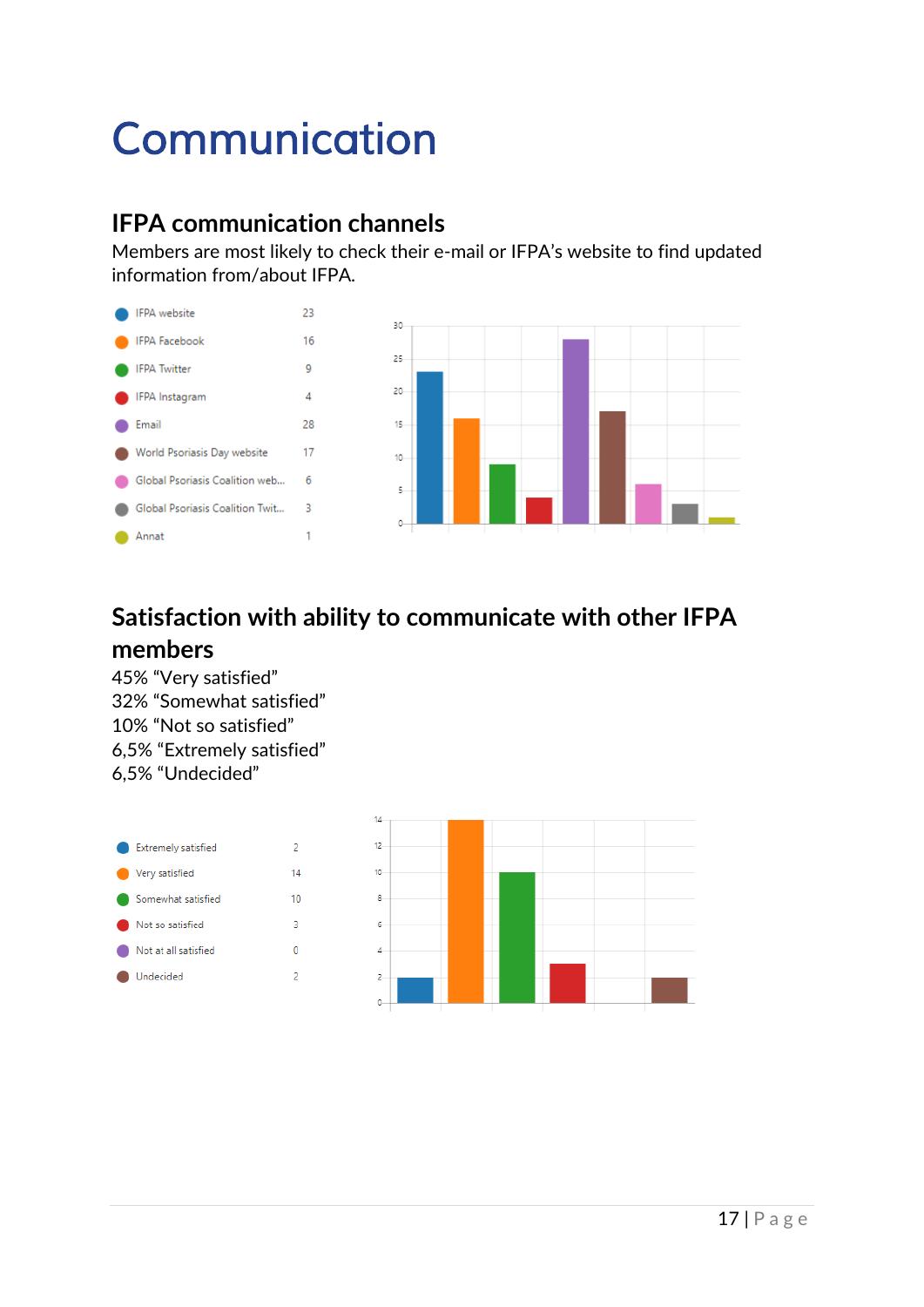# Communication

## IFPA communication channels

Members are most likely to check their e-mail or IFPA's website to find updated information from/about IFPA.

| Channel | Count |
|---|---|
| IFPA website | 23 |
| IFPA Facebook | 16 |
| IFPA Twitter | 9 |
| IFPA Instagram | 4 |
| Email | 28 |
| World Psoriasis Day website | 17 |
| Global Psoriasis Coalition web... | 6 |
| Global Psoriasis Coalition Twit... | 3 |
| Annat | 1 |

## Satisfaction with ability to communicate with other IFPA members

45% "Very satisfied"
32% "Somewhat satisfied"
10% "Not so satisfied"
6,5% "Extremely satisfied"
6,5% "Undecided"

| Response | Count |
|---|---|
| Extremely satisfied | 2 |
| Very satisfied | 14 |
| Somewhat satisfied | 10 |
| Not so satisfied | 3 |
| Not at all satisfied | 0 |
| Undecided | 2 |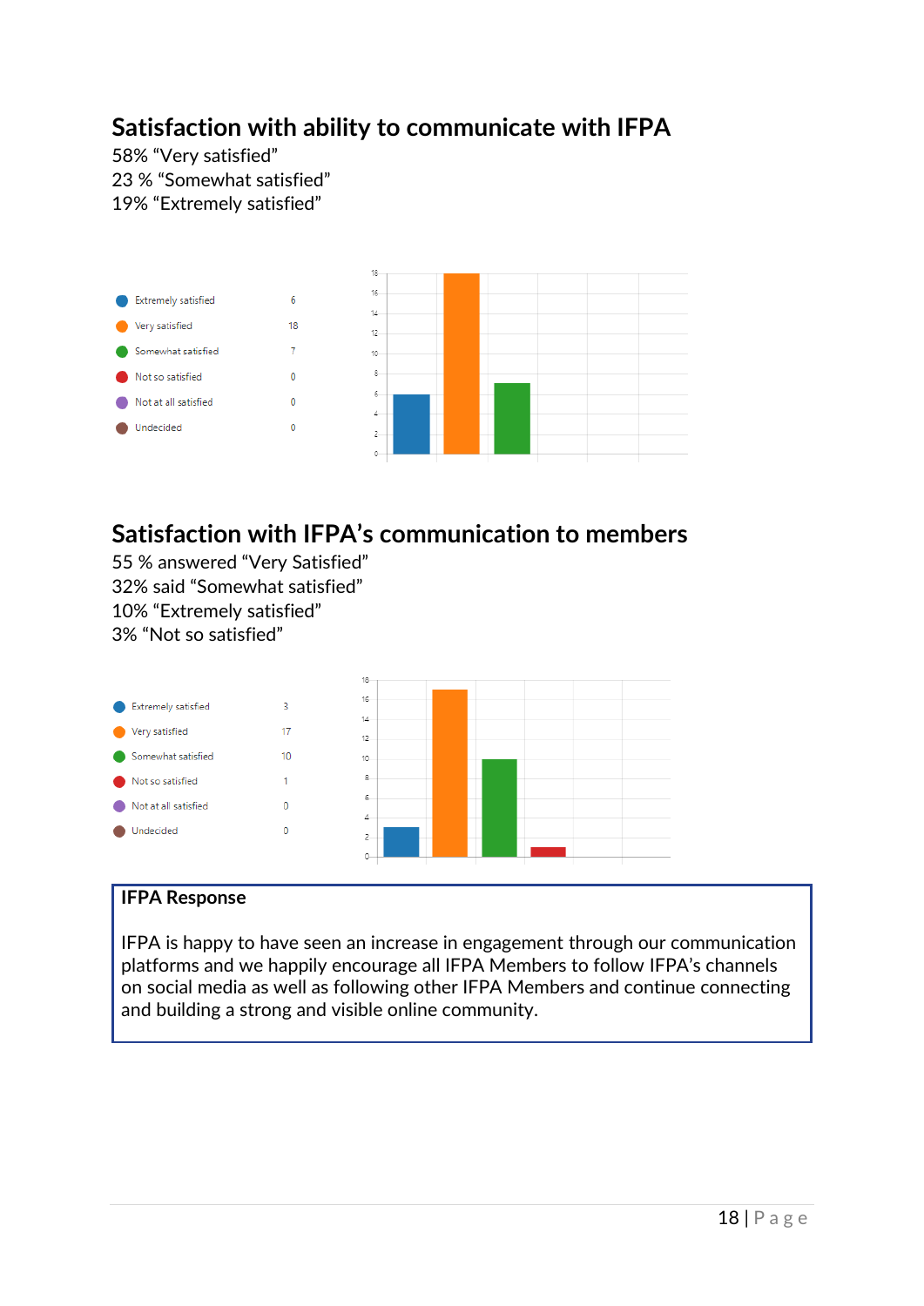## Satisfaction with ability to communicate with IFPA

58% "Very satisfied"
23 % "Somewhat satisfied"
19% "Extremely satisfied"

| Response | Count |
|---|---|
| Extremely satisfied | 6 |
| Very satisfied | 18 |
| Somewhat satisfied | 7 |
| Not so satisfied | 0 |
| Not at all satisfied | 0 |
| Undecided | 0 |

## Satisfaction with IFPA's communication to members

55 % answered "Very Satisfied"
32% said "Somewhat satisfied"
10% "Extremely satisfied"
3% "Not so satisfied"

| Response | Count |
|---|---|
| Extremely satisfied | 3 |
| Very satisfied | 17 |
| Somewhat satisfied | 10 |
| Not so satisfied | 1 |
| Not at all satisfied | 0 |
| Undecided | 0 |

**IFPA Response**

IFPA is happy to have seen an increase in engagement through our communication platforms and we happily encourage all IFPA Members to follow IFPA's channels on social media as well as following other IFPA Members and continue connecting and building a strong and visible online community.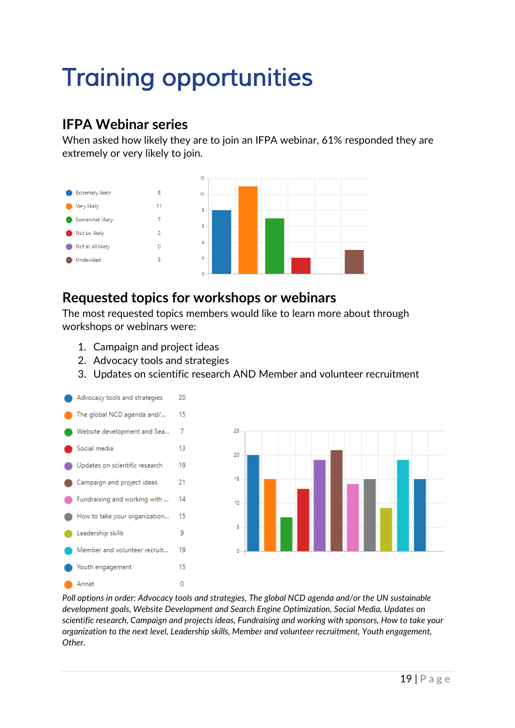# Training opportunities

## IFPA Webinar series

When asked how likely they are to join an IFPA webinar, 61% responded they are extremely or very likely to join.

| Response | Count |
| --- | --- |
| Extremely likely | 8 |
| Very likely | 11 |
| Somewhat likely | 7 |
| Not so likely | 2 |
| Not at all likely | 0 |
| Undecided | 3 |

## Requested topics for workshops or webinars

The most requested topics members would like to learn more about through workshops or webinars were:

1. Campaign and project ideas
2. Advocacy tools and strategies
3. Updates on scientific research AND Member and volunteer recruitment

| Topic | Count |
| --- | --- |
| Advocacy tools and strategies | 20 |
| The global NCD agenda and/... | 15 |
| Website development and Sea... | 7 |
| Social media | 13 |
| Updates on scientific research | 19 |
| Campaign and project ideas | 21 |
| Fundraising and working with ... | 14 |
| How to take your organization... | 15 |
| Leadership skills | 9 |
| Member and volunteer recruit... | 19 |
| Youth engagement | 15 |
| Annat | 0 |

*Poll options in order: Advocacy tools and strategies, The global NCD agenda and/or the UN sustainable development goals, Website Development and Search Engine Optimization, Social Media, Updates on scientific research, Campaign and projects ideas, Fundraising and working with sponsors, How to take your organization to the next level, Leadership skills, Member and volunteer recruitment, Youth engagement, Other.*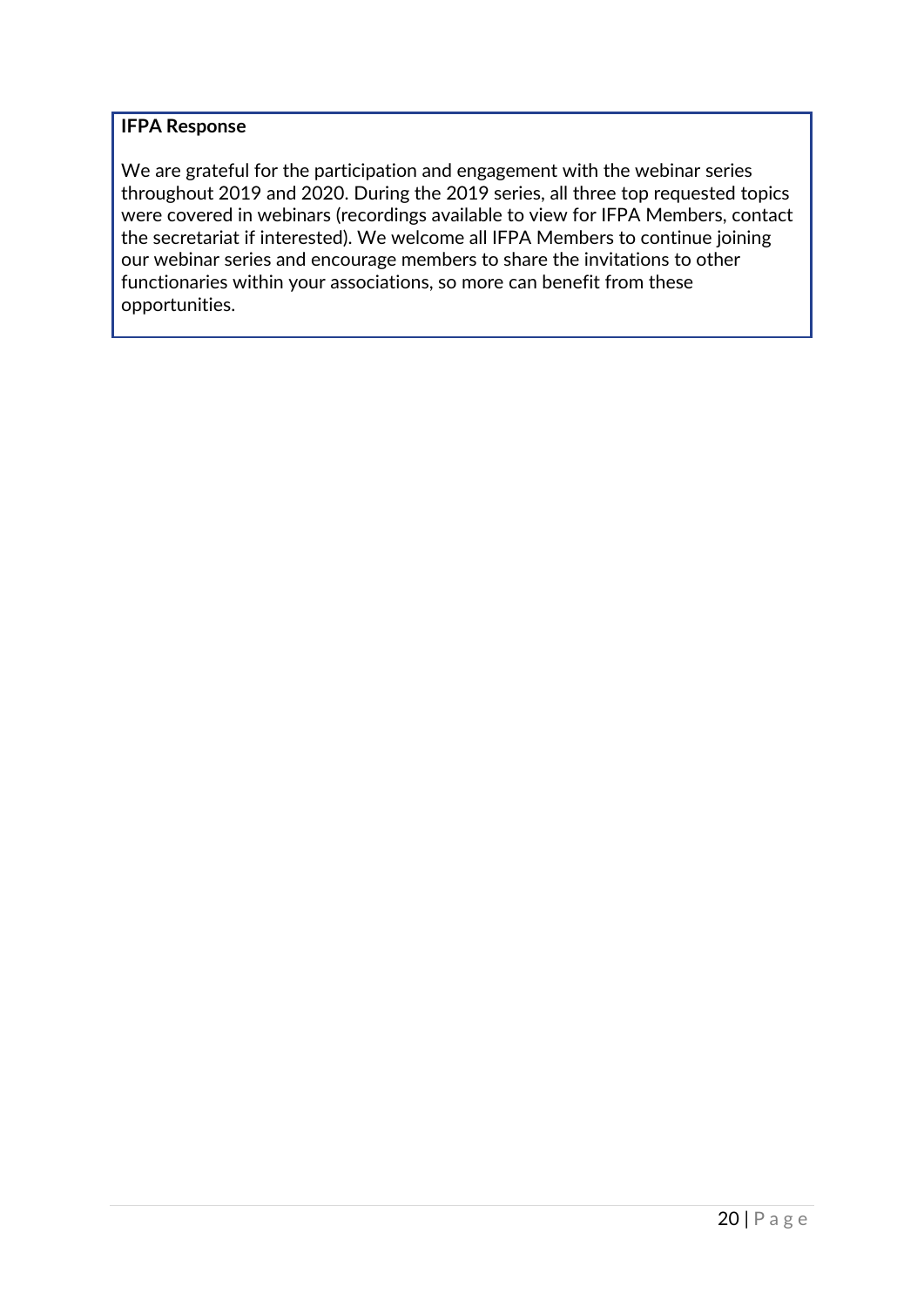**IFPA Response**

We are grateful for the participation and engagement with the webinar series throughout 2019 and 2020. During the 2019 series, all three top requested topics were covered in webinars (recordings available to view for IFPA Members, contact the secretariat if interested). We welcome all IFPA Members to continue joining our webinar series and encourage members to share the invitations to other functionaries within your associations, so more can benefit from these opportunities.